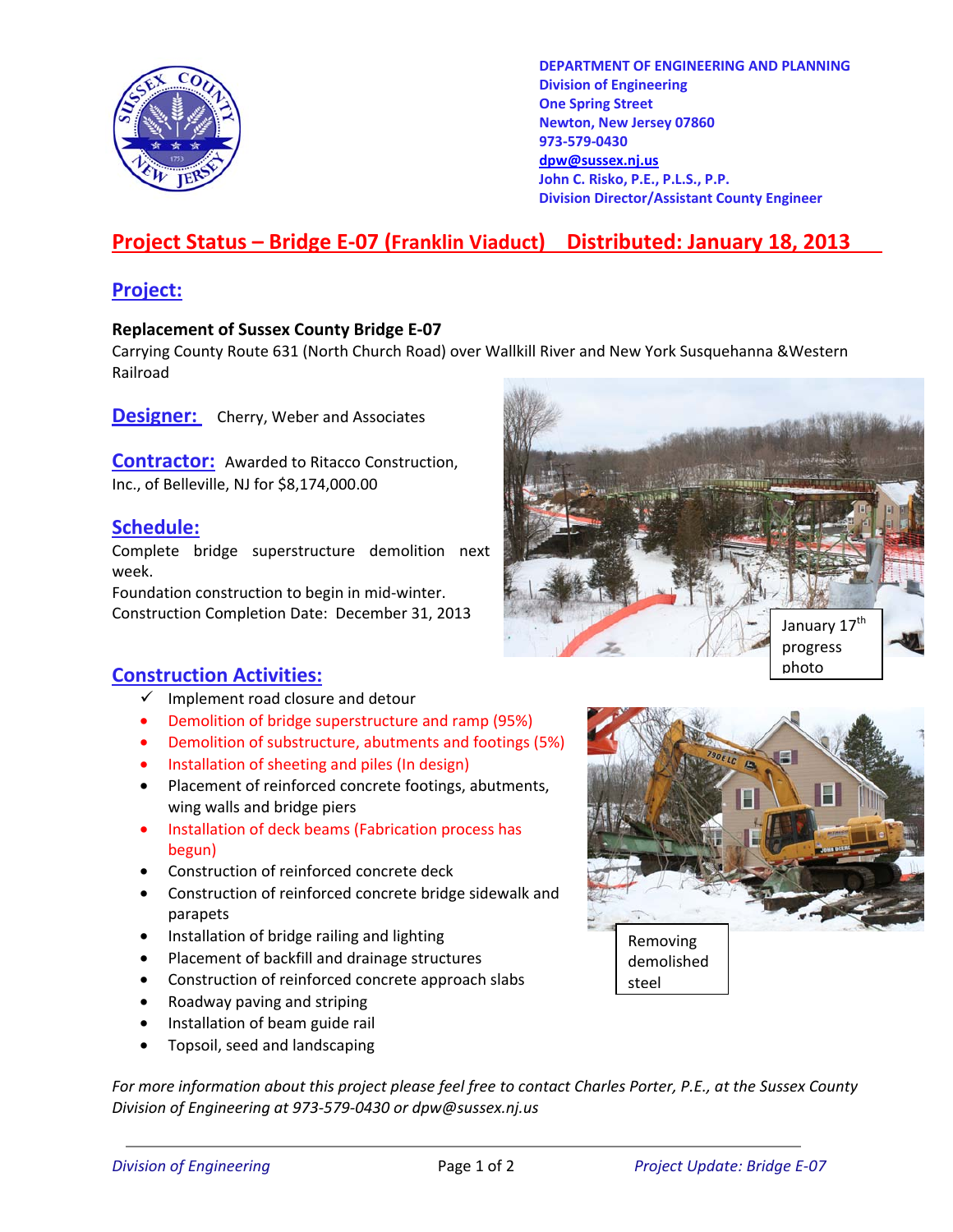DEPARTMENT OF ENGINEERING AND PLANNING
Division of Engineering
One Spring Street
Newton, New Jersey 07860
973-579-0430
dpw@sussex.nj.us
John C. Risko, P.E., P.L.S., P.P.
Division Director/Assistant County Engineer

# Project Status – Bridge E-07 (Franklin Viaduct) Distributed: January 18, 2013

## Project:

**Replacement of Sussex County Bridge E-07**

Carrying County Route 631 (North Church Road) over Wallkill River and New York Susquehanna &Western Railroad

## Designer:

Cherry, Weber and Associates

## Contractor:

Awarded to Ritacco Construction, Inc., of Belleville, NJ for $8,174,000.00

## Schedule:

Complete bridge superstructure demolition next week.

Foundation construction to begin in mid-winter.

Construction Completion Date: December 31, 2013

January 17th progress photo

## Construction Activities:

- ✓ Implement road closure and detour
- Demolition of bridge superstructure and ramp (95%)
- Demolition of substructure, abutments and footings (5%)
- Installation of sheeting and piles (In design)
- Placement of reinforced concrete footings, abutments, wing walls and bridge piers
- Installation of deck beams (Fabrication process has begun)
- Construction of reinforced concrete deck
- Construction of reinforced concrete bridge sidewalk and parapets
- Installation of bridge railing and lighting
- Placement of backfill and drainage structures
- Construction of reinforced concrete approach slabs
- Roadway paving and striping
- Installation of beam guide rail
- Topsoil, seed and landscaping

Removing demolished steel

*For more information about this project please feel free to contact Charles Porter, P.E., at the Sussex County Division of Engineering at 973-579-0430 or dpw@sussex.nj.us*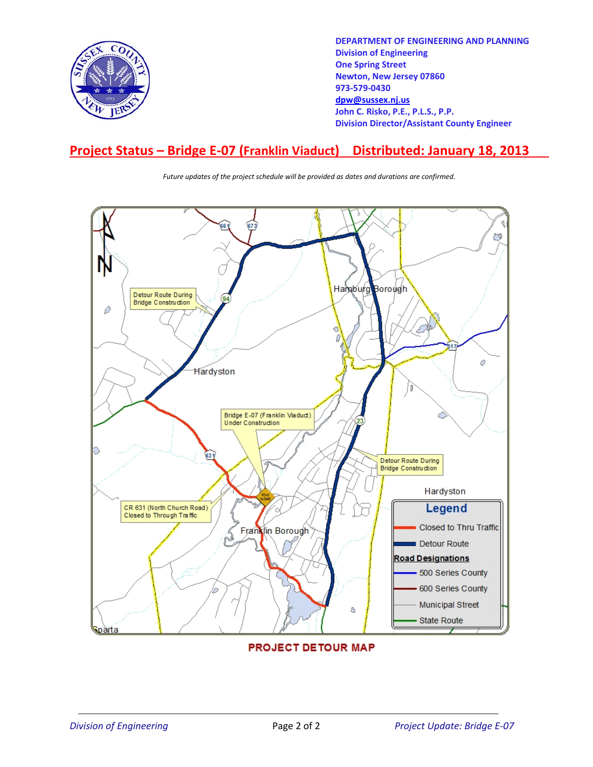**DEPARTMENT OF ENGINEERING AND PLANNING**
**Division of Engineering**
**One Spring Street**
**Newton, New Jersey 07860**
**973-579-0430**
**dpw@sussex.nj.us**
**John C. Risko, P.E., P.L.S., P.P.**
**Division Director/Assistant County Engineer**

## Project Status – Bridge E-07 (Franklin Viaduct) Distributed: January 18, 2013

*Future updates of the project schedule will be provided as dates and durations are confirmed.*

661
673
Detour Route During Bridge Construction
94
Hamburg Borough
517
Hardyston
Bridge E-07 (Franklin Viaduct) Under Construction
23
631
Detour Route During Bridge Construction
Hardyston
CR 631 (North Church Road) Closed to Through Traffic
Franklin Borough
Sparta

**Legend**
Closed to Thru Traffic
Detour Route
Road Designations
500 Series County
600 Series County
Municipal Street
State Route

**PROJECT DETOUR MAP**